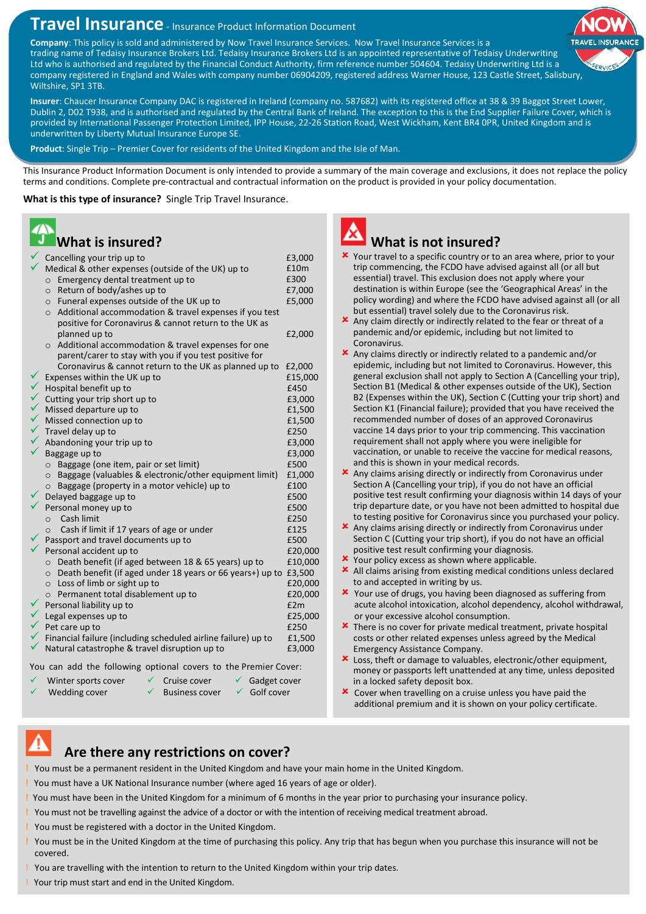# Travel Insurance - Insurance Product Information Document

**Company**: This policy is sold and administered by Now Travel Insurance Services. Now Travel Insurance Services is a trading name of Tedaisy Insurance Brokers Ltd. Tedaisy Insurance Brokers Ltd is an appointed representative of Tedaisy Underwriting Ltd who is authorised and regulated by the Financial Conduct Authority, firm reference number 504604. Tedaisy Underwriting Ltd is a company registered in England and Wales with company number 06904209, registered address Warner House, 123 Castle Street, Salisbury, Wiltshire, SP1 3TB.

**Insurer**: Chaucer Insurance Company DAC is registered in Ireland (company no. 587682) with its registered office at 38 & 39 Baggot Street Lower, Dublin 2, D02 T938, and is authorised and regulated by the Central Bank of Ireland. The exception to this is the End Supplier Failure Cover, which is provided by International Passenger Protection Limited, IPP House, 22-26 Station Road, West Wickham, Kent BR4 0PR, United Kingdom and is underwritten by Liberty Mutual Insurance Europe SE.

**Product**: Single Trip – Premier Cover for residents of the United Kingdom and the Isle of Man.

This Insurance Product Information Document is only intended to provide a summary of the main coverage and exclusions, it does not replace the policy terms and conditions. Complete pre-contractual and contractual information on the product is provided in your policy documentation.

**What is this type of insurance?** Single Trip Travel Insurance.

## What is insured?

- ✓ Cancelling your trip up to £3,000
- ✓ Medical & other expenses (outside of the UK) up to £10m
  - Emergency dental treatment up to £300
  - Return of body/ashes up to £7,000
  - Funeral expenses outside of the UK up to £5,000
  - Additional accommodation & travel expenses if you test positive for Coronavirus & cannot return to the UK as planned up to £2,000
  - Additional accommodation & travel expenses for one parent/carer to stay with you if you test positive for Coronavirus & cannot return to the UK as planned up to £2,000
- ✓ Expenses within the UK up to £15,000
- ✓ Hospital benefit up to £450
- ✓ Cutting your trip short up to £3,000
- ✓ Missed departure up to £1,500
- ✓ Missed connection up to £1,500
- ✓ Travel delay up to £250
- ✓ Abandoning your trip up to £3,000
- ✓ Baggage up to £3,000
  - Baggage (one item, pair or set limit) £500
  - Baggage (valuables & electronic/other equipment limit) £1,000
  - Baggage (property in a motor vehicle) up to £100
- ✓ Delayed baggage up to £500
- ✓ Personal money up to £500
  - Cash limit £250
  - Cash if limit if 17 years of age or under £125
- ✓ Passport and travel documents up to £500
- ✓ Personal accident up to £20,000
  - Death benefit (if aged between 18 & 65 years) up to £10,000
  - Death benefit (if aged under 18 years or 66 years+) up to £3,500
  - Loss of limb or sight up to £20,000
  - Permanent total disablement up to £20,000
- ✓ Personal liability up to £2m
- ✓ Legal expenses up to £25,000
- ✓ Pet care up to £250
- ✓ Financial failure (including scheduled airline failure) up to £1,500
- ✓ Natural catastrophe & travel disruption up to £3,000

You can add the following optional covers to the Premier Cover:

- ✓ Winter sports cover
- ✓ Cruise cover
- ✓ Gadget cover
- ✓ Wedding cover
- ✓ Business cover
- ✓ Golf cover

## What is not insured?

- ✗ Your travel to a specific country or to an area where, prior to your trip commencing, the FCDO have advised against all (or all but essential) travel. This exclusion does not apply where your destination is within Europe (see the 'Geographical Areas' in the policy wording) and where the FCDO have advised against all (or all but essential) travel solely due to the Coronavirus risk.
- ✗ Any claim directly or indirectly related to the fear or threat of a pandemic and/or epidemic, including but not limited to Coronavirus.
- ✗ Any claims directly or indirectly related to a pandemic and/or epidemic, including but not limited to Coronavirus. However, this general exclusion shall not apply to Section A (Cancelling your trip), Section B1 (Medical & other expenses outside of the UK), Section B2 (Expenses within the UK), Section C (Cutting your trip short) and Section K1 (Financial failure); provided that you have received the recommended number of doses of an approved Coronavirus vaccine 14 days prior to your trip commencing. This vaccination requirement shall not apply where you were ineligible for vaccination, or unable to receive the vaccine for medical reasons, and this is shown in your medical records.
- ✗ Any claims arising directly or indirectly from Coronavirus under Section A (Cancelling your trip), if you do not have an official positive test result confirming your diagnosis within 14 days of your trip departure date, or you have not been admitted to hospital due to testing positive for Coronavirus since you purchased your policy.
- ✗ Any claims arising directly or indirectly from Coronavirus under Section C (Cutting your trip short), if you do not have an official positive test result confirming your diagnosis.
- ✗ Your policy excess as shown where applicable.
- ✗ All claims arising from existing medical conditions unless declared to and accepted in writing by us.
- ✗ Your use of drugs, you having been diagnosed as suffering from acute alcohol intoxication, alcohol dependency, alcohol withdrawal, or your excessive alcohol consumption.
- ✗ There is no cover for private medical treatment, private hospital costs or other related expenses unless agreed by the Medical Emergency Assistance Company.
- ✗ Loss, theft or damage to valuables, electronic/other equipment, money or passports left unattended at any time, unless deposited in a locked safety deposit box.
- ✗ Cover when travelling on a cruise unless you have paid the additional premium and it is shown on your policy certificate.

## Are there any restrictions on cover?

- ! You must be a permanent resident in the United Kingdom and have your main home in the United Kingdom.
- ! You must have a UK National Insurance number (where aged 16 years of age or older).
- ! You must have been in the United Kingdom for a minimum of 6 months in the year prior to purchasing your insurance policy.
- ! You must not be travelling against the advice of a doctor or with the intention of receiving medical treatment abroad.
- ! You must be registered with a doctor in the United Kingdom.
- ! You must be in the United Kingdom at the time of purchasing this policy. Any trip that has begun when you purchase this insurance will not be covered.
- ! You are travelling with the intention to return to the United Kingdom within your trip dates.
- ! Your trip must start and end in the United Kingdom.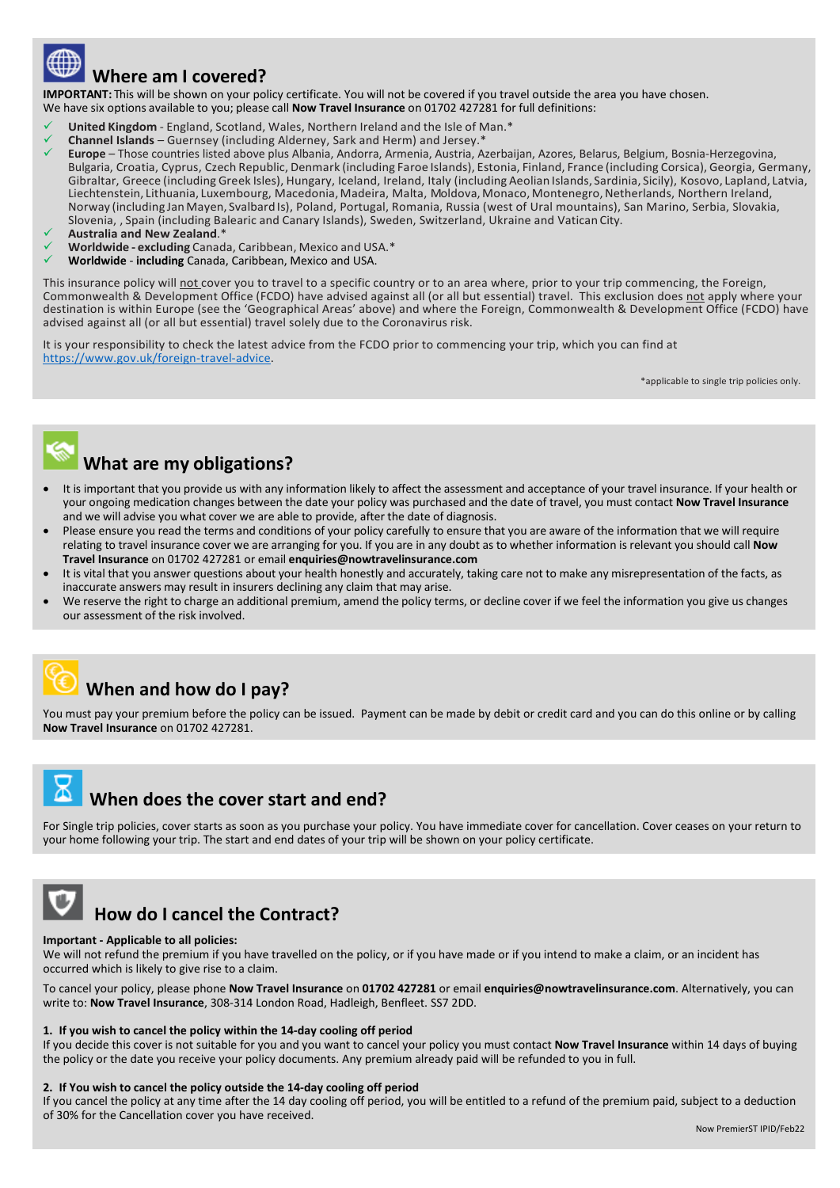## Where am I covered?

**IMPORTANT:** This will be shown on your policy certificate. You will not be covered if you travel outside the area you have chosen. We have six options available to you; please call **Now Travel Insurance** on 01702 427281 for full definitions:

- ✓ **United Kingdom** - England, Scotland, Wales, Northern Ireland and the Isle of Man.*
- ✓ **Channel Islands** – Guernsey (including Alderney, Sark and Herm) and Jersey.*
- ✓ **Europe** – Those countries listed above plus Albania, Andorra, Armenia, Austria, Azerbaijan, Azores, Belarus, Belgium, Bosnia-Herzegovina, Bulgaria, Croatia, Cyprus, Czech Republic, Denmark (including Faroe Islands), Estonia, Finland, France (including Corsica), Georgia, Germany, Gibraltar, Greece (including Greek Isles), Hungary, Iceland, Ireland, Italy (including Aeolian Islands, Sardinia, Sicily), Kosovo, Lapland, Latvia, Liechtenstein, Lithuania, Luxembourg, Macedonia, Madeira, Malta, Moldova, Monaco, Montenegro, Netherlands, Northern Ireland, Norway (including Jan Mayen, Svalbard Is), Poland, Portugal, Romania, Russia (west of Ural mountains), San Marino, Serbia, Slovakia, Slovenia, , Spain (including Balearic and Canary Islands), Sweden, Switzerland, Ukraine and Vatican City.
- ✓ **Australia and New Zealand**.*
- ✓ **Worldwide - excluding** Canada, Caribbean, Mexico and USA.*
- ✓ **Worldwide** - **including** Canada, Caribbean, Mexico and USA.

This insurance policy will not cover you to travel to a specific country or to an area where, prior to your trip commencing, the Foreign, Commonwealth & Development Office (FCDO) have advised against all (or all but essential) travel. This exclusion does not apply where your destination is within Europe (see the 'Geographical Areas' above) and where the Foreign, Commonwealth & Development Office (FCDO) have advised against all (or all but essential) travel solely due to the Coronavirus risk.

It is your responsibility to check the latest advice from the FCDO prior to commencing your trip, which you can find at https://www.gov.uk/foreign-travel-advice.

*applicable to single trip policies only.

## What are my obligations?

- It is important that you provide us with any information likely to affect the assessment and acceptance of your travel insurance. If your health or your ongoing medication changes between the date your policy was purchased and the date of travel, you must contact **Now Travel Insurance** and we will advise you what cover we are able to provide, after the date of diagnosis.
- Please ensure you read the terms and conditions of your policy carefully to ensure that you are aware of the information that we will require relating to travel insurance cover we are arranging for you. If you are in any doubt as to whether information is relevant you should call **Now Travel Insurance** on 01702 427281 or email **enquiries@nowtravelinsurance.com**
- It is vital that you answer questions about your health honestly and accurately, taking care not to make any misrepresentation of the facts, as inaccurate answers may result in insurers declining any claim that may arise.
- We reserve the right to charge an additional premium, amend the policy terms, or decline cover if we feel the information you give us changes our assessment of the risk involved.

## When and how do I pay?

You must pay your premium before the policy can be issued. Payment can be made by debit or credit card and you can do this online or by calling **Now Travel Insurance** on 01702 427281.

## When does the cover start and end?

For Single trip policies, cover starts as soon as you purchase your policy. You have immediate cover for cancellation. Cover ceases on your return to your home following your trip. The start and end dates of your trip will be shown on your policy certificate.

## How do I cancel the Contract?

**Important - Applicable to all policies:**
We will not refund the premium if you have travelled on the policy, or if you have made or if you intend to make a claim, or an incident has occurred which is likely to give rise to a claim.

To cancel your policy, please phone **Now Travel Insurance** on **01702 427281** or email **enquiries@nowtravelinsurance.com**. Alternatively, you can write to: **Now Travel Insurance**, 308-314 London Road, Hadleigh, Benfleet. SS7 2DD.

**1. If you wish to cancel the policy within the 14-day cooling off period**
If you decide this cover is not suitable for you and you want to cancel your policy you must contact **Now Travel Insurance** within 14 days of buying the policy or the date you receive your policy documents. Any premium already paid will be refunded to you in full.

**2. If You wish to cancel the policy outside the 14-day cooling off period**
If you cancel the policy at any time after the 14 day cooling off period, you will be entitled to a refund of the premium paid, subject to a deduction of 30% for the Cancellation cover you have received.

Now PremierST IPID/Feb22